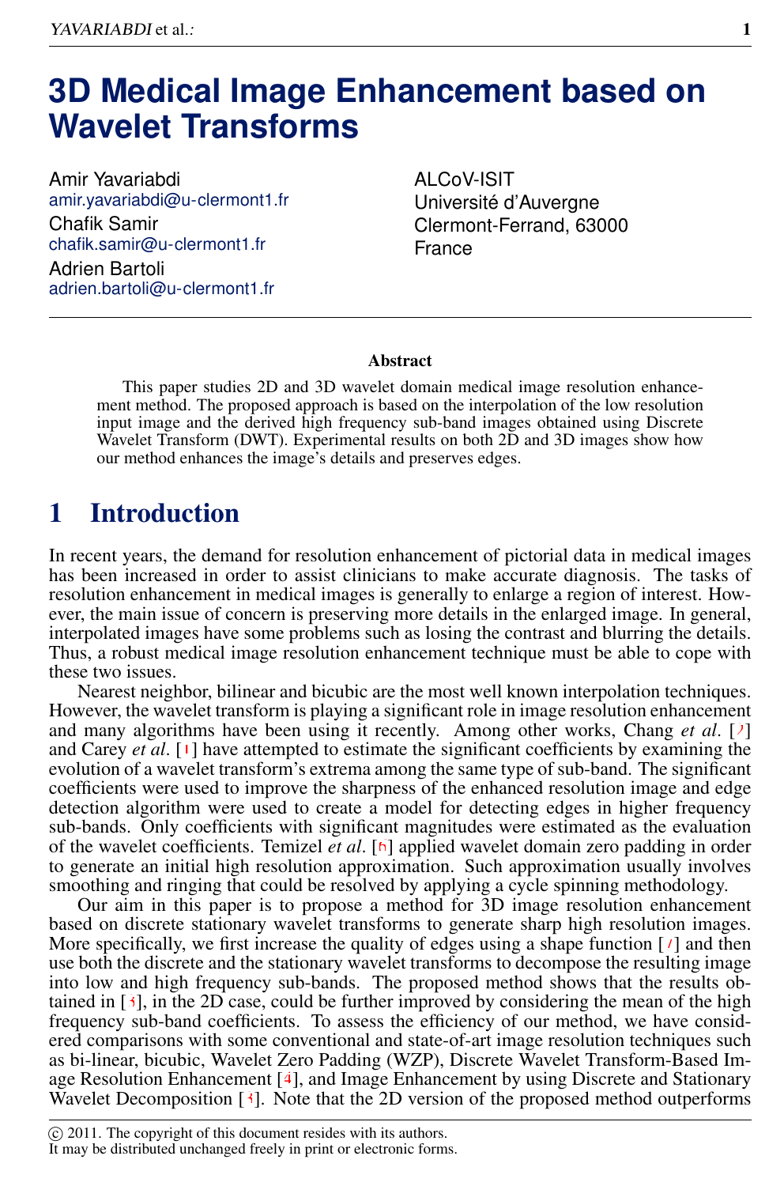# 3D Medical Image Enhancement based on Wavelet Transforms

Amir Yavariabdi
amir.yavariabdi@u-clermont1.fr

Chafik Samir
chafik.samir@u-clermont1.fr

Adrien Bartoli
adrien.bartoli@u-clermont1.fr

ALCoV-ISIT
Université d'Auvergne
Clermont-Ferrand, 63000
France

## Abstract

This paper studies 2D and 3D wavelet domain medical image resolution enhancement method. The proposed approach is based on the interpolation of the low resolution input image and the derived high frequency sub-band images obtained using Discrete Wavelet Transform (DWT). Experimental results on both 2D and 3D images show how our method enhances the image's details and preserves edges.

## 1 Introduction

In recent years, the demand for resolution enhancement of pictorial data in medical images has been increased in order to assist clinicians to make accurate diagnosis. The tasks of resolution enhancement in medical images is generally to enlarge a region of interest. However, the main issue of concern is preserving more details in the enlarged image. In general, interpolated images have some problems such as losing the contrast and blurring the details. Thus, a robust medical image resolution enhancement technique must be able to cope with these two issues.

Nearest neighbor, bilinear and bicubic are the most well known interpolation techniques. However, the wavelet transform is playing a significant role in image resolution enhancement and many algorithms have been using it recently. Among other works, Chang *et al*. [2] and Carey *et al*. [1] have attempted to estimate the significant coefficients by examining the evolution of a wavelet transform's extrema among the same type of sub-band. The significant coefficients were used to improve the sharpness of the enhanced resolution image and edge detection algorithm were used to create a model for detecting edges in higher frequency sub-bands. Only coefficients with significant magnitudes were estimated as the evaluation of the wavelet coefficients. Temizel *et al*. [6] applied wavelet domain zero padding in order to generate an initial high resolution approximation. Such approximation usually involves smoothing and ringing that could be resolved by applying a cycle spinning methodology.

Our aim in this paper is to propose a method for 3D image resolution enhancement based on discrete stationary wavelet transforms to generate sharp high resolution images. More specifically, we first increase the quality of edges using a shape function [7] and then use both the discrete and the stationary wavelet transforms to decompose the resulting image into low and high frequency sub-bands. The proposed method shows that the results obtained in [5], in the 2D case, could be further improved by considering the mean of the high frequency sub-band coefficients. To assess the efficiency of our method, we have considered comparisons with some conventional and state-of-art image resolution techniques such as bi-linear, bicubic, Wavelet Zero Padding (WZP), Discrete Wavelet Transform-Based Image Resolution Enhancement [4], and Image Enhancement by using Discrete and Stationary Wavelet Decomposition [3]. Note that the 2D version of the proposed method outperforms

© 2011. The copyright of this document resides with its authors.
It may be distributed unchanged freely in print or electronic forms.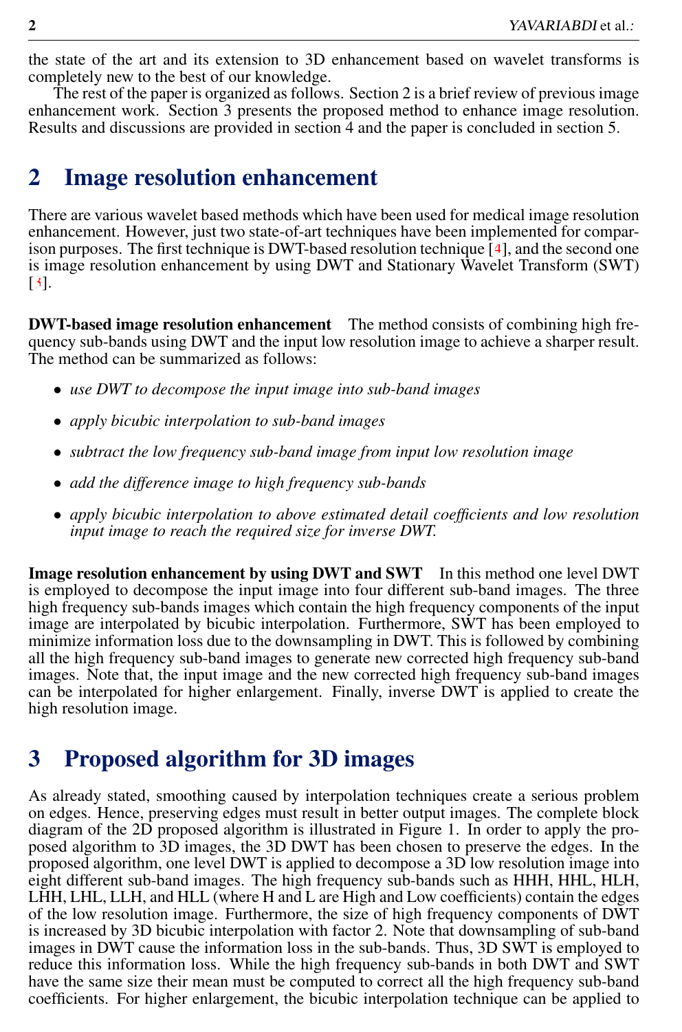the state of the art and its extension to 3D enhancement based on wavelet transforms is completely new to the best of our knowledge.

The rest of the paper is organized as follows. Section 2 is a brief review of previous image enhancement work. Section 3 presents the proposed method to enhance image resolution. Results and discussions are provided in section 4 and the paper is concluded in section 5.

## 2 Image resolution enhancement

There are various wavelet based methods which have been used for medical image resolution enhancement. However, just two state-of-art techniques have been implemented for comparison purposes. The first technique is DWT-based resolution technique [4], and the second one is image resolution enhancement by using DWT and Stationary Wavelet Transform (SWT) [3].

**DWT-based image resolution enhancement** The method consists of combining high frequency sub-bands using DWT and the input low resolution image to achieve a sharper result. The method can be summarized as follows:

- *use DWT to decompose the input image into sub-band images*
- *apply bicubic interpolation to sub-band images*
- *subtract the low frequency sub-band image from input low resolution image*
- *add the difference image to high frequency sub-bands*
- *apply bicubic interpolation to above estimated detail coefficients and low resolution input image to reach the required size for inverse DWT.*

**Image resolution enhancement by using DWT and SWT** In this method one level DWT is employed to decompose the input image into four different sub-band images. The three high frequency sub-bands images which contain the high frequency components of the input image are interpolated by bicubic interpolation. Furthermore, SWT has been employed to minimize information loss due to the downsampling in DWT. This is followed by combining all the high frequency sub-band images to generate new corrected high frequency sub-band images. Note that, the input image and the new corrected high frequency sub-band images can be interpolated for higher enlargement. Finally, inverse DWT is applied to create the high resolution image.

## 3 Proposed algorithm for 3D images

As already stated, smoothing caused by interpolation techniques create a serious problem on edges. Hence, preserving edges must result in better output images. The complete block diagram of the 2D proposed algorithm is illustrated in Figure 1. In order to apply the proposed algorithm to 3D images, the 3D DWT has been chosen to preserve the edges. In the proposed algorithm, one level DWT is applied to decompose a 3D low resolution image into eight different sub-band images. The high frequency sub-bands such as HHH, HHL, HLH, LHH, LHL, LLH, and HLL (where H and L are High and Low coefficients) contain the edges of the low resolution image. Furthermore, the size of high frequency components of DWT is increased by 3D bicubic interpolation with factor 2. Note that downsampling of sub-band images in DWT cause the information loss in the sub-bands. Thus, 3D SWT is employed to reduce this information loss. While the high frequency sub-bands in both DWT and SWT have the same size their mean must be computed to correct all the high frequency sub-band coefficients. For higher enlargement, the bicubic interpolation technique can be applied to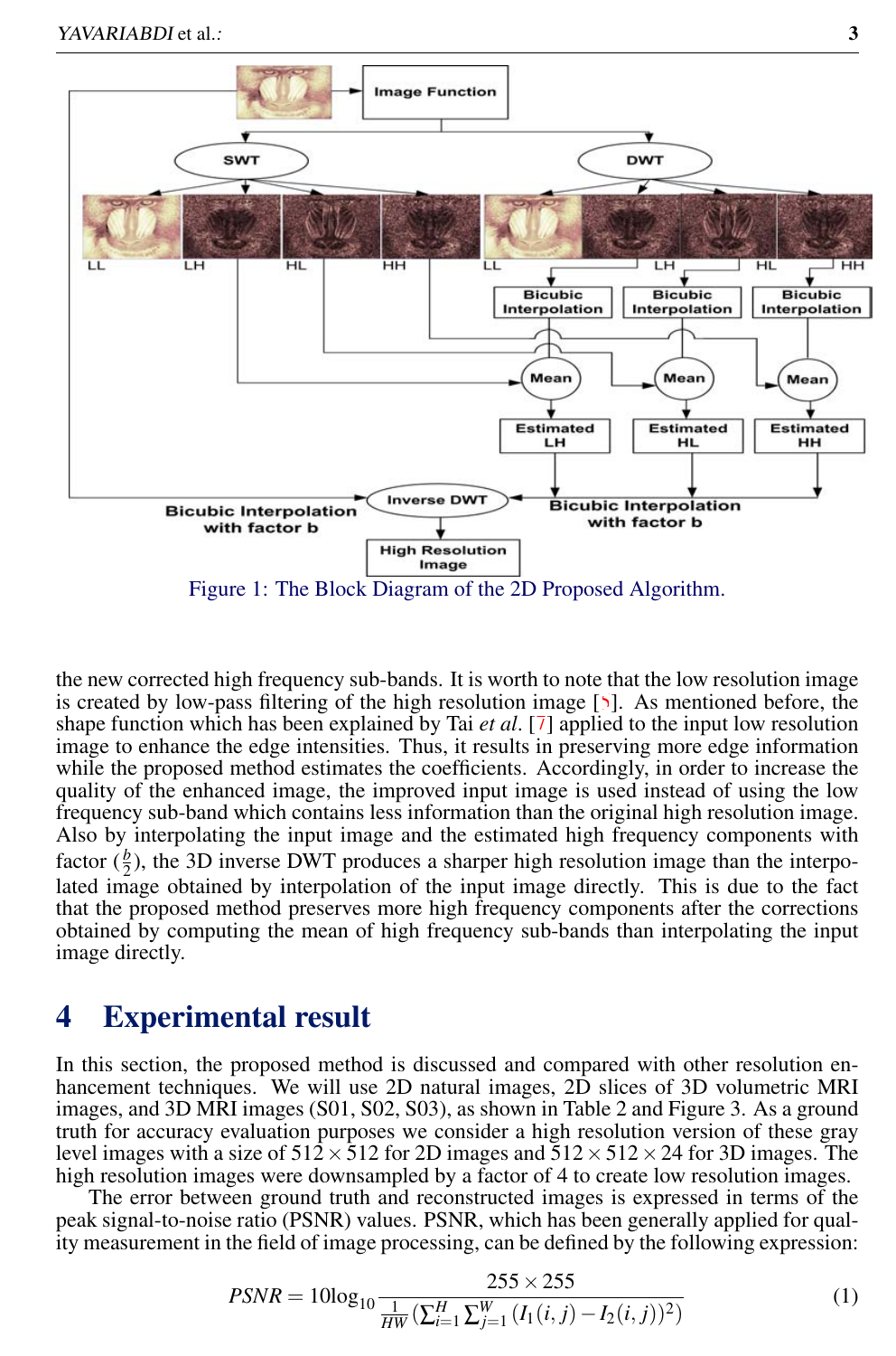Figure 1: The Block Diagram of the 2D Proposed Algorithm.

the new corrected high frequency sub-bands. It is worth to note that the low resolution image is created by low-pass filtering of the high resolution image [٩]. As mentioned before, the shape function which has been explained by Tai *et al.* [7] applied to the input low resolution image to enhance the edge intensities. Thus, it results in preserving more edge information while the proposed method estimates the coefficients. Accordingly, in order to increase the quality of the enhanced image, the improved input image is used instead of using the low frequency sub-band which contains less information than the original high resolution image. Also by interpolating the input image and the estimated high frequency components with factor $(\frac{b}{2})$, the 3D inverse DWT produces a sharper high resolution image than the interpolated image obtained by interpolation of the input image directly. This is due to the fact that the proposed method preserves more high frequency components after the corrections obtained by computing the mean of high frequency sub-bands than interpolating the input image directly.

# 4 Experimental result

In this section, the proposed method is discussed and compared with other resolution enhancement techniques. We will use 2D natural images, 2D slices of 3D volumetric MRI images, and 3D MRI images (S01, S02, S03), as shown in Table 2 and Figure 3. As a ground truth for accuracy evaluation purposes we consider a high resolution version of these gray level images with a size of $512 \times 512$ for 2D images and $512 \times 512 \times 24$ for 3D images. The high resolution images were downsampled by a factor of 4 to create low resolution images.

The error between ground truth and reconstructed images is expressed in terms of the peak signal-to-noise ratio (PSNR) values. PSNR, which has been generally applied for quality measurement in the field of image processing, can be defined by the following expression:

$$PSNR = 10\log_{10}\frac{255 \times 255}{\frac{1}{HW}(\sum_{i=1}^{H}\sum_{j=1}^{W}(I_1(i,j) - I_2(i,j))^2)} \tag{1}$$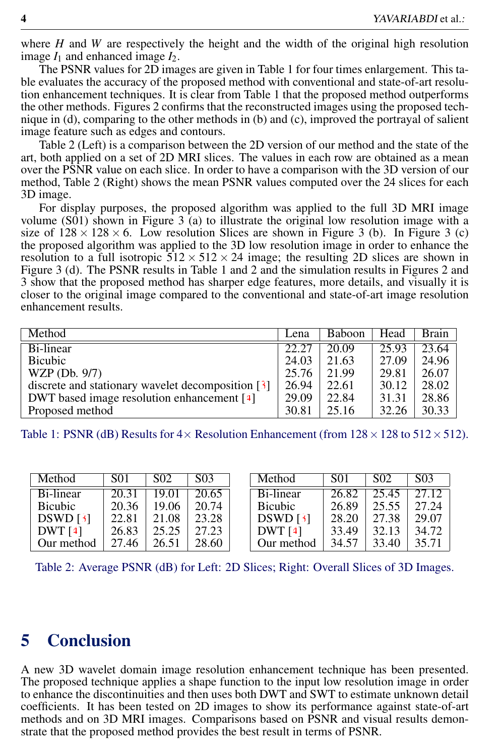where $H$ and $W$ are respectively the height and the width of the original high resolution image $I_1$ and enhanced image $I_2$.

The PSNR values for 2D images are given in Table 1 for four times enlargement. This table evaluates the accuracy of the proposed method with conventional and state-of-art resolution enhancement techniques. It is clear from Table 1 that the proposed method outperforms the other methods. Figures 2 confirms that the reconstructed images using the proposed technique in (d), comparing to the other methods in (b) and (c), improved the portrayal of salient image feature such as edges and contours.

Table 2 (Left) is a comparison between the 2D version of our method and the state of the art, both applied on a set of 2D MRI slices. The values in each row are obtained as a mean over the PSNR value on each slice. In order to have a comparison with the 3D version of our method, Table 2 (Right) shows the mean PSNR values computed over the 24 slices for each 3D image.

For display purposes, the proposed algorithm was applied to the full 3D MRI image volume (S01) shown in Figure 3 (a) to illustrate the original low resolution image with a size of $128 \times 128 \times 6$. Low resolution Slices are shown in Figure 3 (b). In Figure 3 (c) the proposed algorithm was applied to the 3D low resolution image in order to enhance the resolution to a full isotropic $512 \times 512 \times 24$ image; the resulting 2D slices are shown in Figure 3 (d). The PSNR results in Table 1 and 2 and the simulation results in Figures 2 and 3 show that the proposed method has sharper edge features, more details, and visually it is closer to the original image compared to the conventional and state-of-art image resolution enhancement results.

| Method | Lena | Baboon | Head | Brain |
|---|---|---|---|---|
| Bi-linear | 22.27 | 20.09 | 25.93 | 23.64 |
| Bicubic | 24.03 | 21.63 | 27.09 | 24.96 |
| WZP (Db. 9/7) | 25.76 | 21.99 | 29.81 | 26.07 |
| discrete and stationary wavelet decomposition [3] | 26.94 | 22.61 | 30.12 | 28.02 |
| DWT based image resolution enhancement [4] | 29.09 | 22.84 | 31.31 | 28.86 |
| Proposed method | 30.81 | 25.16 | 32.26 | 30.33 |

Table 1: PSNR (dB) Results for $4\times$ Resolution Enhancement (from $128 \times 128$ to $512 \times 512$).

| Method | S01 | S02 | S03 |
|---|---|---|---|
| Bi-linear | 20.31 | 19.01 | 20.65 |
| Bicubic | 20.36 | 19.06 | 20.74 |
| DSWD [3] | 22.81 | 21.08 | 23.28 |
| DWT [4] | 26.83 | 25.25 | 27.23 |
| Our method | 27.46 | 26.51 | 28.60 |

| Method | S01 | S02 | S03 |
|---|---|---|---|
| Bi-linear | 26.82 | 25.45 | 27.12 |
| Bicubic | 26.89 | 25.55 | 27.24 |
| DSWD [3] | 28.20 | 27.38 | 29.07 |
| DWT [4] | 33.49 | 32.13 | 34.72 |
| Our method | 34.57 | 33.40 | 35.71 |

Table 2: Average PSNR (dB) for Left: 2D Slices; Right: Overall Slices of 3D Images.

## 5 Conclusion

A new 3D wavelet domain image resolution enhancement technique has been presented. The proposed technique applies a shape function to the input low resolution image in order to enhance the discontinuities and then uses both DWT and SWT to estimate unknown detail coefficients. It has been tested on 2D images to show its performance against state-of-art methods and on 3D MRI images. Comparisons based on PSNR and visual results demonstrate that the proposed method provides the best result in terms of PSNR.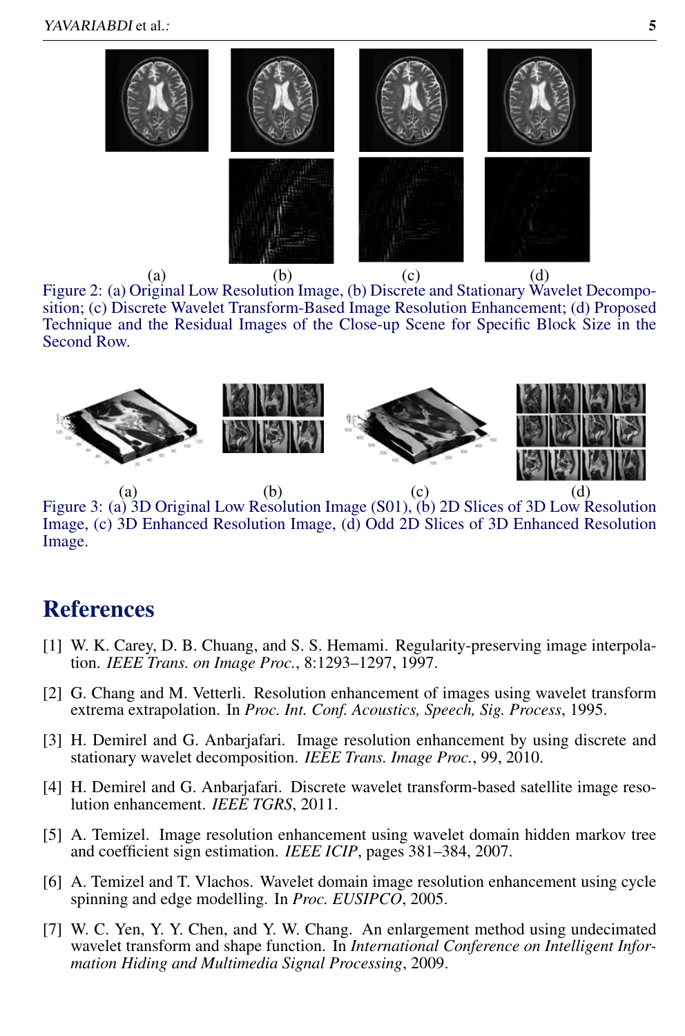(a) (b) (c) (d)

Figure 2: (a) Original Low Resolution Image, (b) Discrete and Stationary Wavelet Decomposition; (c) Discrete Wavelet Transform-Based Image Resolution Enhancement; (d) Proposed Technique and the Residual Images of the Close-up Scene for Specific Block Size in the Second Row.

(a) (b) (c) (d)

Figure 3: (a) 3D Original Low Resolution Image (S01), (b) 2D Slices of 3D Low Resolution Image, (c) 3D Enhanced Resolution Image, (d) Odd 2D Slices of 3D Enhanced Resolution Image.

# References

[1] W. K. Carey, D. B. Chuang, and S. S. Hemami. Regularity-preserving image interpolation. *IEEE Trans. on Image Proc.*, 8:1293–1297, 1997.

[2] G. Chang and M. Vetterli. Resolution enhancement of images using wavelet transform extrema extrapolation. In *Proc. Int. Conf. Acoustics, Speech, Sig. Process*, 1995.

[3] H. Demirel and G. Anbarjafari. Image resolution enhancement by using discrete and stationary wavelet decomposition. *IEEE Trans. Image Proc.*, 99, 2010.

[4] H. Demirel and G. Anbarjafari. Discrete wavelet transform-based satellite image resolution enhancement. *IEEE TGRS*, 2011.

[5] A. Temizel. Image resolution enhancement using wavelet domain hidden markov tree and coefficient sign estimation. *IEEE ICIP*, pages 381–384, 2007.

[6] A. Temizel and T. Vlachos. Wavelet domain image resolution enhancement using cycle spinning and edge modelling. In *Proc. EUSIPCO*, 2005.

[7] W. C. Yen, Y. Y. Chen, and Y. W. Chang. An enlargement method using undecimated wavelet transform and shape function. In *International Conference on Intelligent Information Hiding and Multimedia Signal Processing*, 2009.